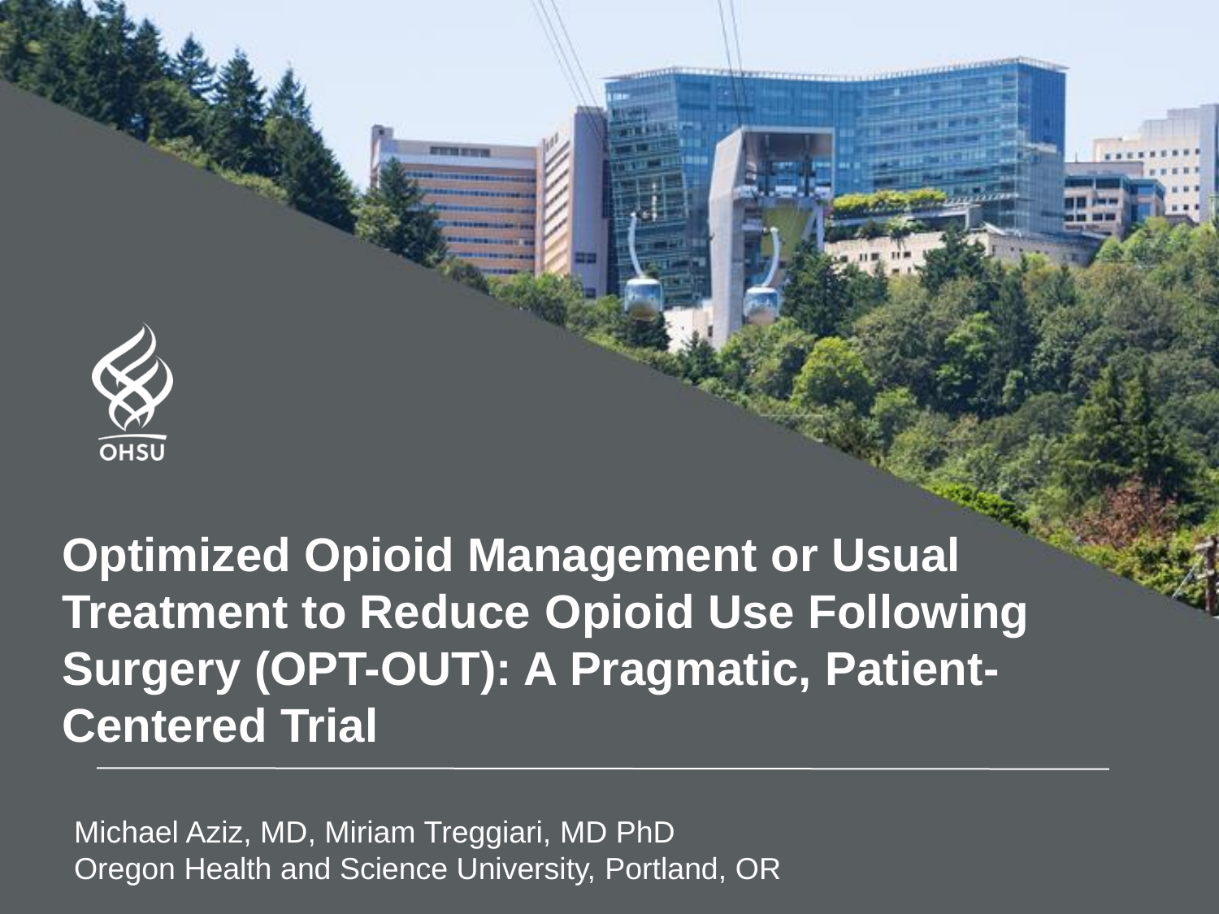OHSU

# Optimized Opioid Management or Usual Treatment to Reduce Opioid Use Following Surgery (OPT-OUT): A Pragmatic, Patient-Centered Trial

Michael Aziz, MD, Miriam Treggiari, MD PhD
Oregon Health and Science University, Portland, OR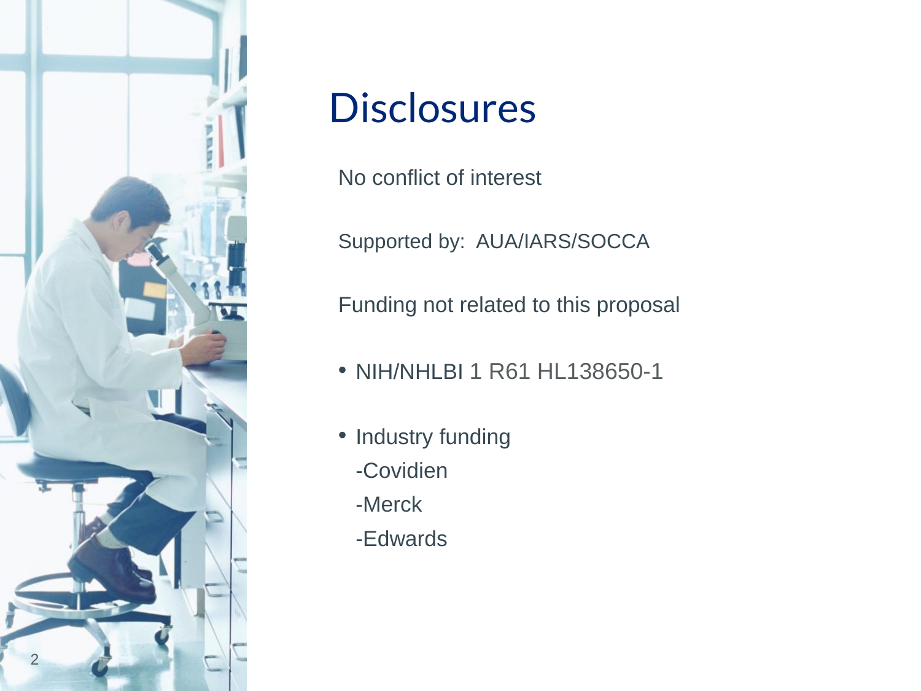# Disclosures

No conflict of interest

Supported by: AUA/IARS/SOCCA

Funding not related to this proposal

- NIH/NHLBI 1 R61 HL138650-1
- Industry funding
  - -Covidien
  - -Merck
  - -Edwards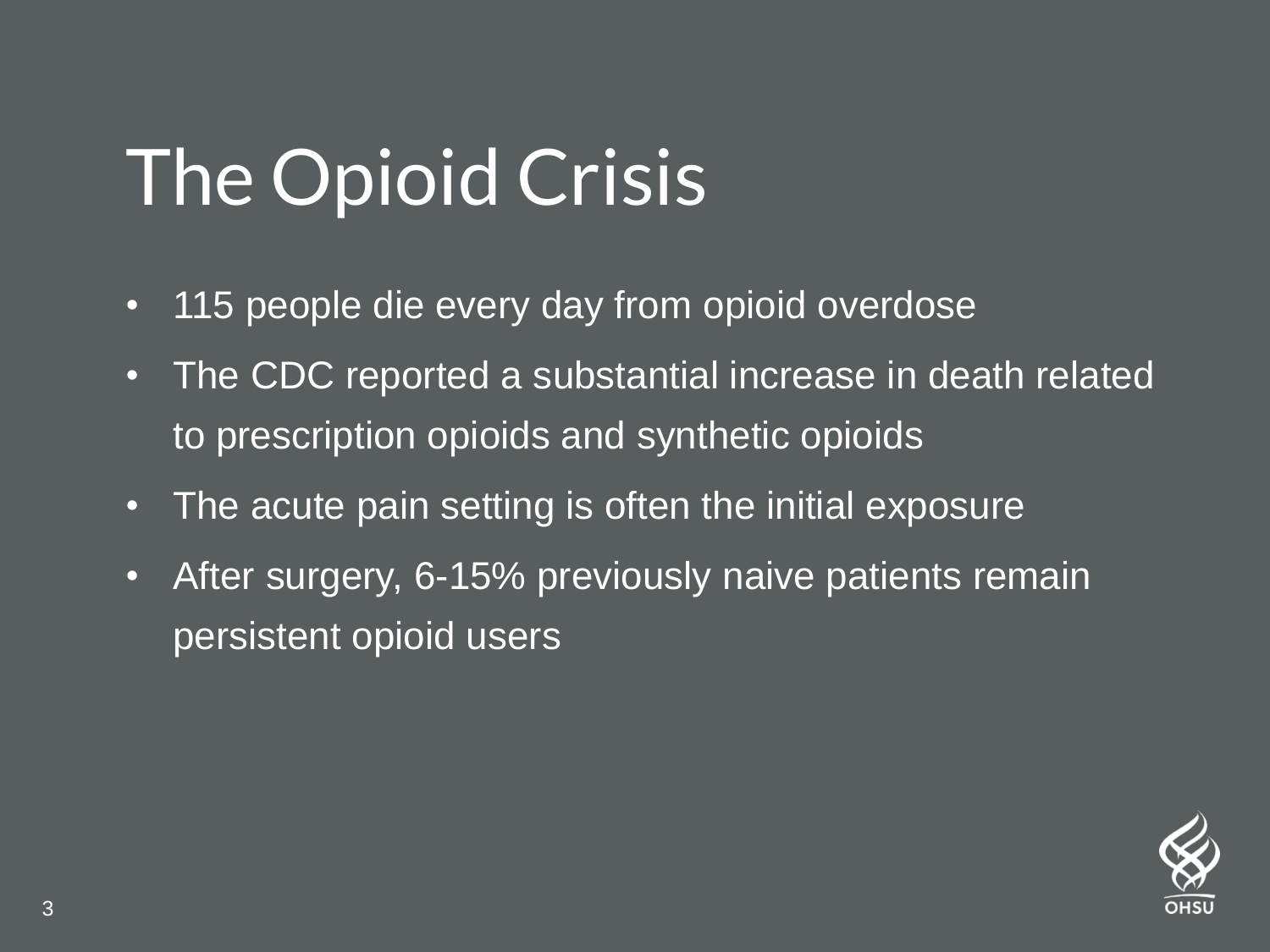# The Opioid Crisis

- 115 people die every day from opioid overdose
- The CDC reported a substantial increase in death related to prescription opioids and synthetic opioids
- The acute pain setting is often the initial exposure
- After surgery, 6-15% previously naive patients remain persistent opioid users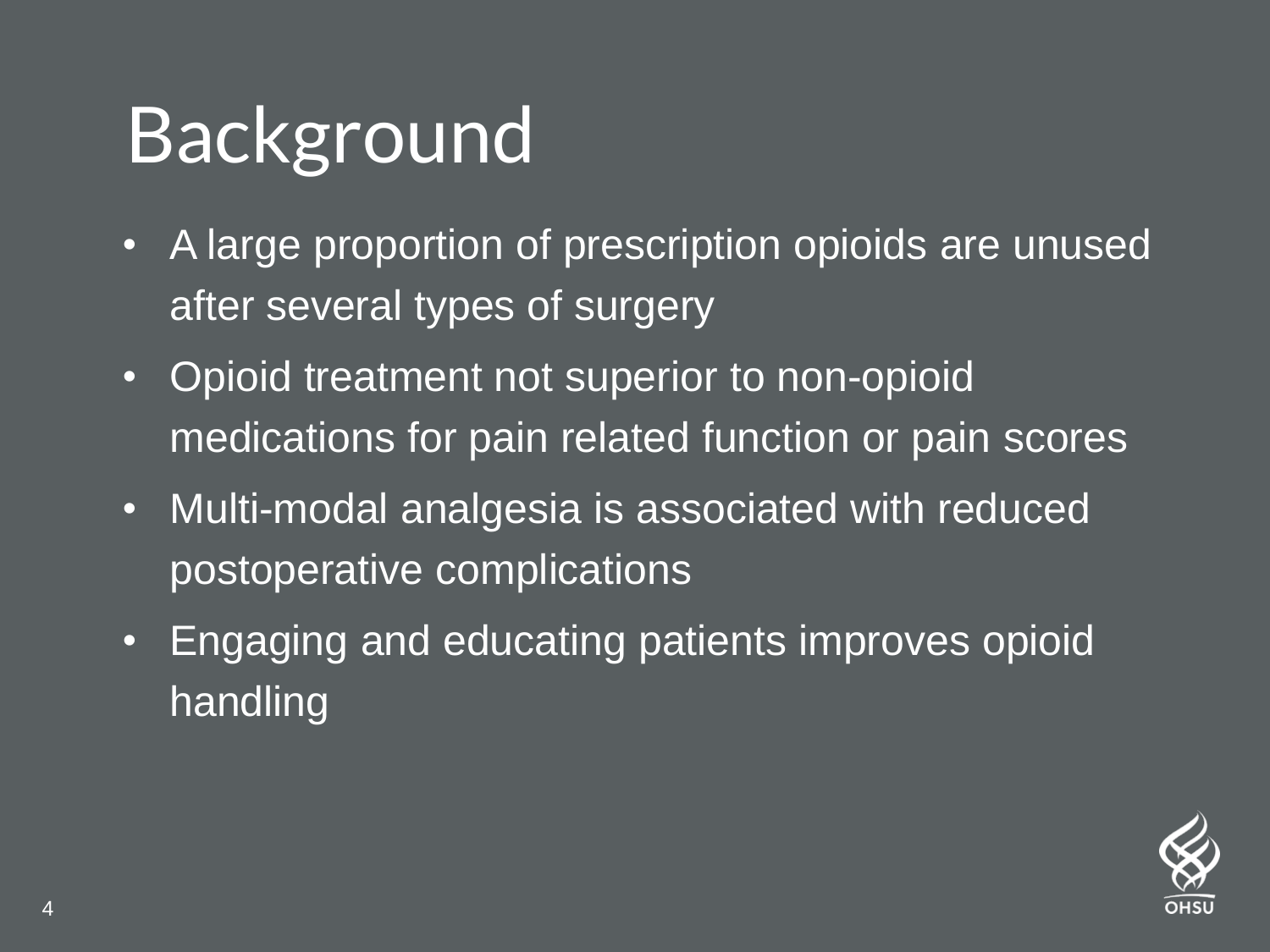# Background

- A large proportion of prescription opioids are unused after several types of surgery
- Opioid treatment not superior to non-opioid medications for pain related function or pain scores
- Multi-modal analgesia is associated with reduced postoperative complications
- Engaging and educating patients improves opioid handling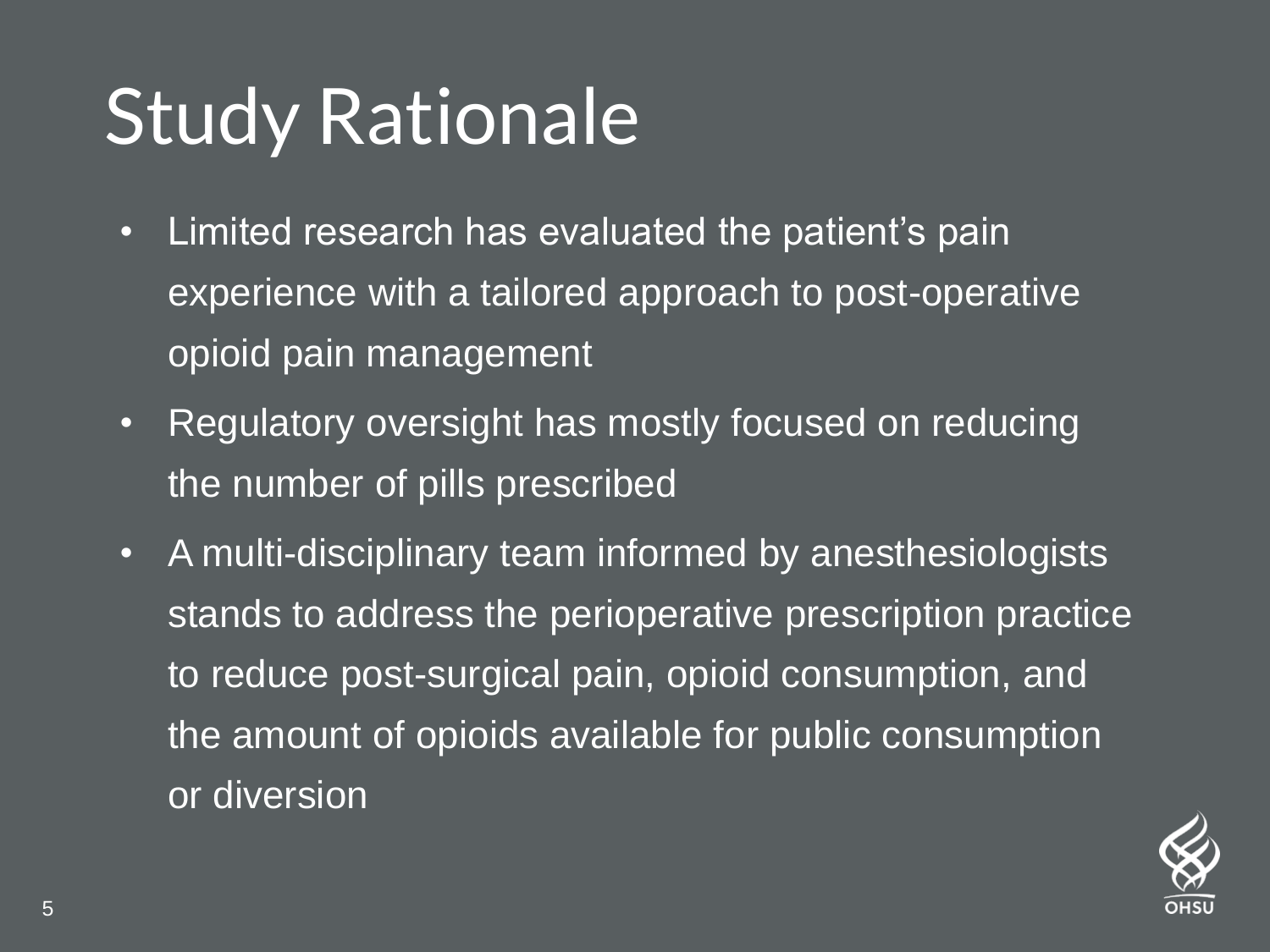# Study Rationale

- Limited research has evaluated the patient's pain experience with a tailored approach to post-operative opioid pain management
- Regulatory oversight has mostly focused on reducing the number of pills prescribed
- A multi-disciplinary team informed by anesthesiologists stands to address the perioperative prescription practice to reduce post-surgical pain, opioid consumption, and the amount of opioids available for public consumption or diversion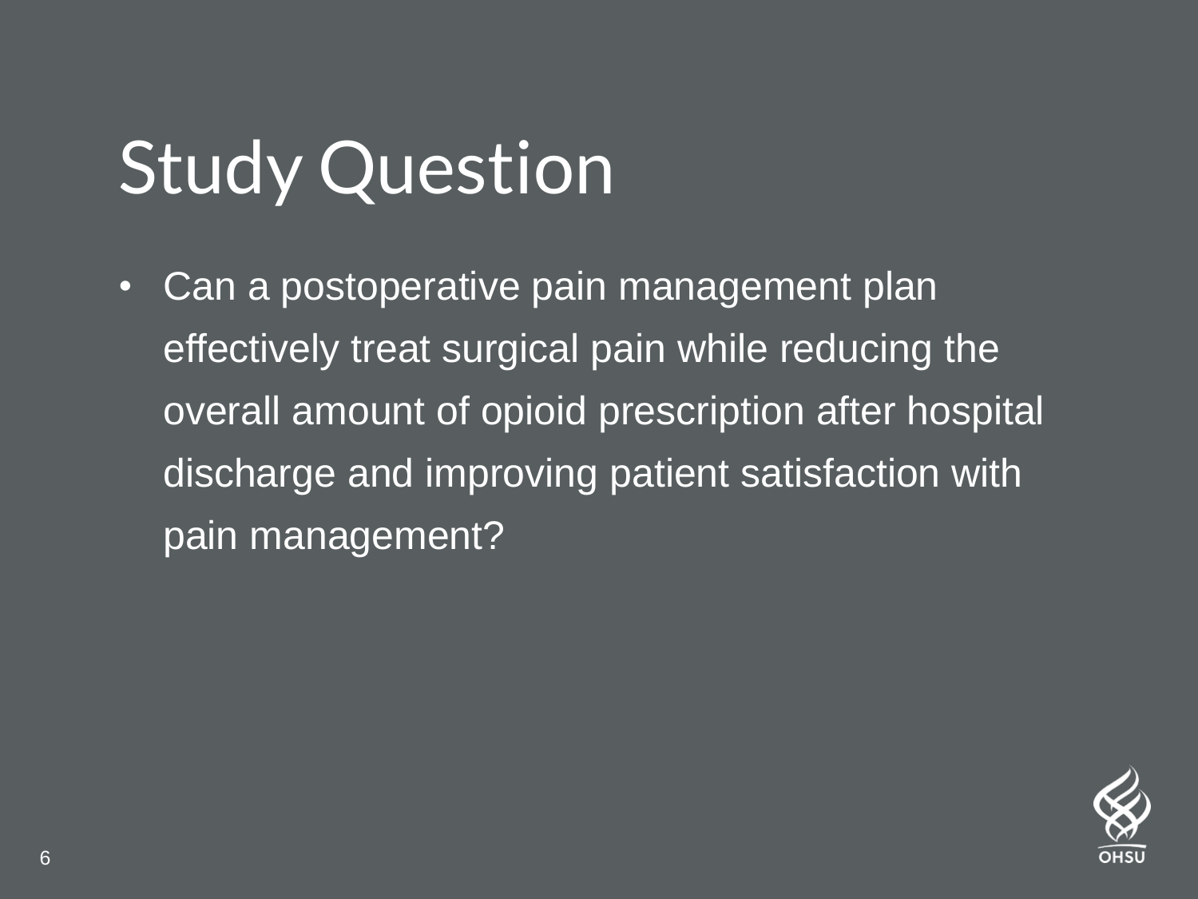# Study Question

- Can a postoperative pain management plan effectively treat surgical pain while reducing the overall amount of opioid prescription after hospital discharge and improving patient satisfaction with pain management?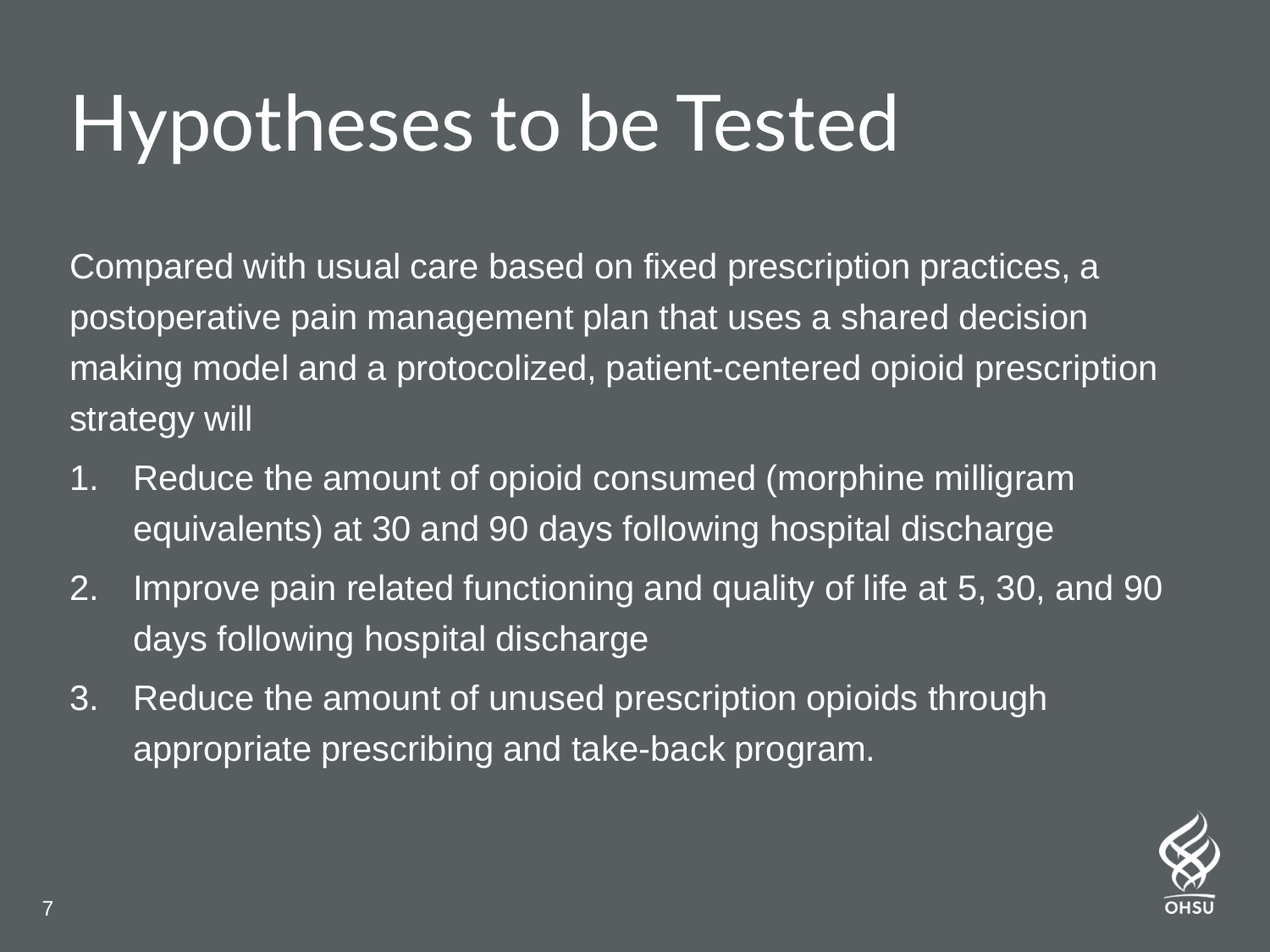# Hypotheses to be Tested

Compared with usual care based on fixed prescription practices, a postoperative pain management plan that uses a shared decision making model and a protocolized, patient-centered opioid prescription strategy will

1. Reduce the amount of opioid consumed (morphine milligram equivalents) at 30 and 90 days following hospital discharge
2. Improve pain related functioning and quality of life at 5, 30, and 90 days following hospital discharge
3. Reduce the amount of unused prescription opioids through appropriate prescribing and take-back program.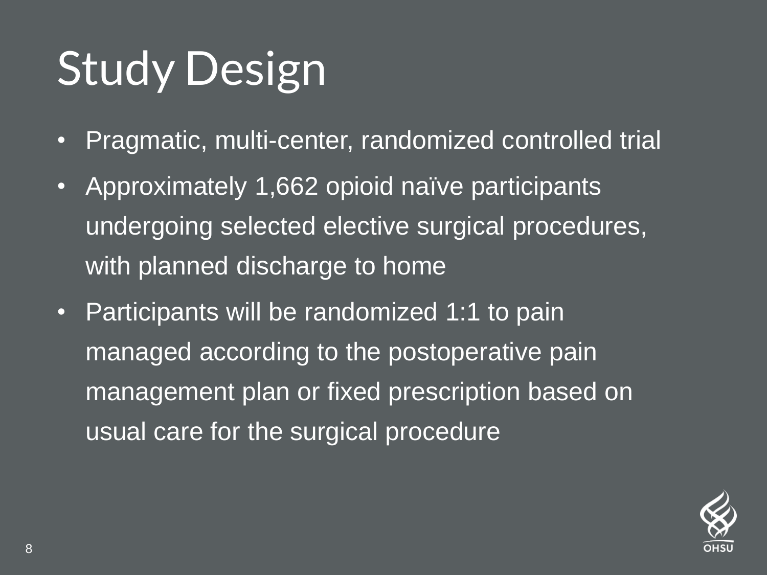# Study Design

- Pragmatic, multi-center, randomized controlled trial
- Approximately 1,662 opioid naïve participants undergoing selected elective surgical procedures, with planned discharge to home
- Participants will be randomized 1:1 to pain managed according to the postoperative pain management plan or fixed prescription based on usual care for the surgical procedure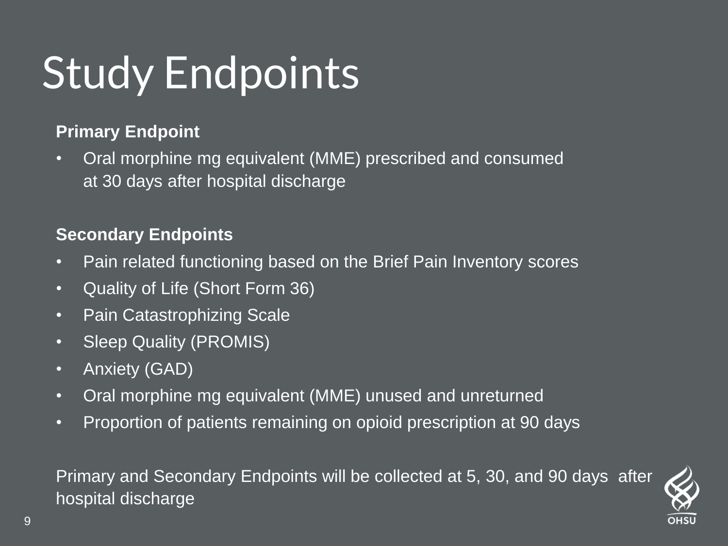# Study Endpoints

**Primary Endpoint**

- Oral morphine mg equivalent (MME) prescribed and consumed at 30 days after hospital discharge

**Secondary Endpoints**

- Pain related functioning based on the Brief Pain Inventory scores
- Quality of Life (Short Form 36)
- Pain Catastrophizing Scale
- Sleep Quality (PROMIS)
- Anxiety (GAD)
- Oral morphine mg equivalent (MME) unused and unreturned
- Proportion of patients remaining on opioid prescription at 90 days

Primary and Secondary Endpoints will be collected at 5, 30, and 90 days after hospital discharge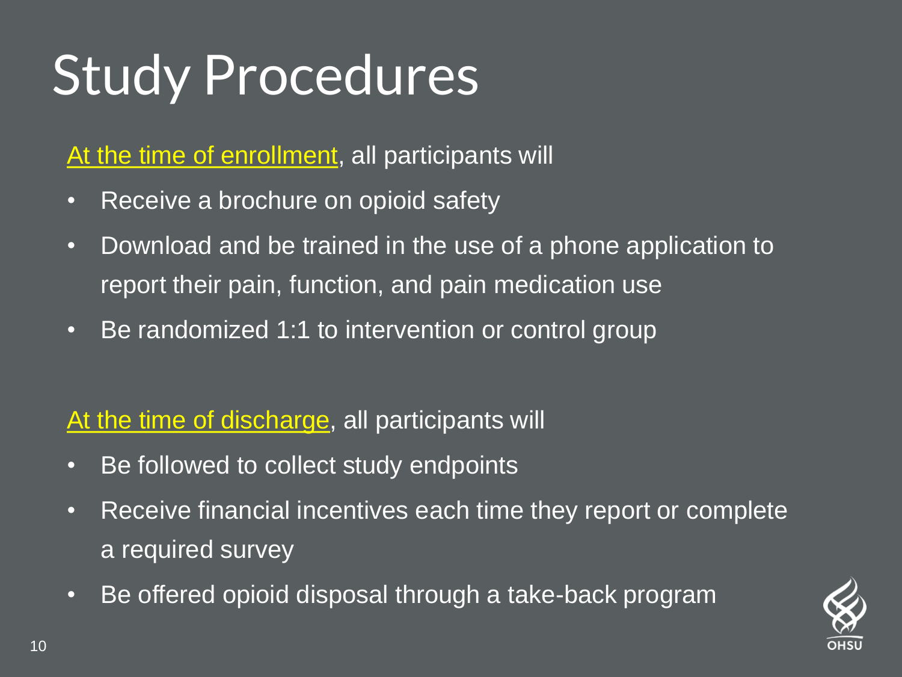# Study Procedures

At the time of enrollment, all participants will

- Receive a brochure on opioid safety
- Download and be trained in the use of a phone application to report their pain, function, and pain medication use
- Be randomized 1:1 to intervention or control group

At the time of discharge, all participants will

- Be followed to collect study endpoints
- Receive financial incentives each time they report or complete a required survey
- Be offered opioid disposal through a take-back program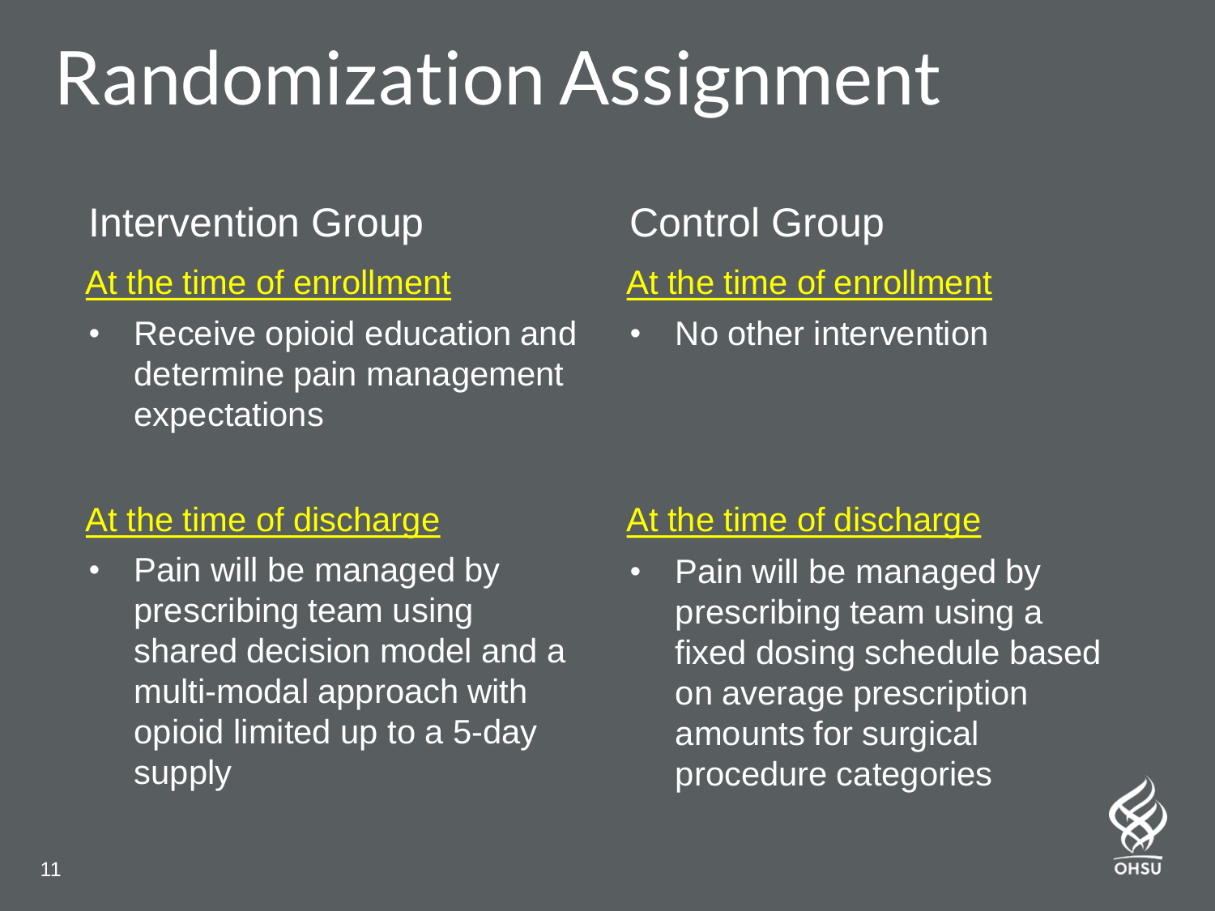# Randomization Assignment

## Intervention Group

**At the time of enrollment**

- Receive opioid education and determine pain management expectations

**At the time of discharge**

- Pain will be managed by prescribing team using shared decision model and a multi-modal approach with opioid limited up to a 5-day supply

## Control Group

**At the time of enrollment**

- No other intervention

**At the time of discharge**

- Pain will be managed by prescribing team using a fixed dosing schedule based on average prescription amounts for surgical procedure categories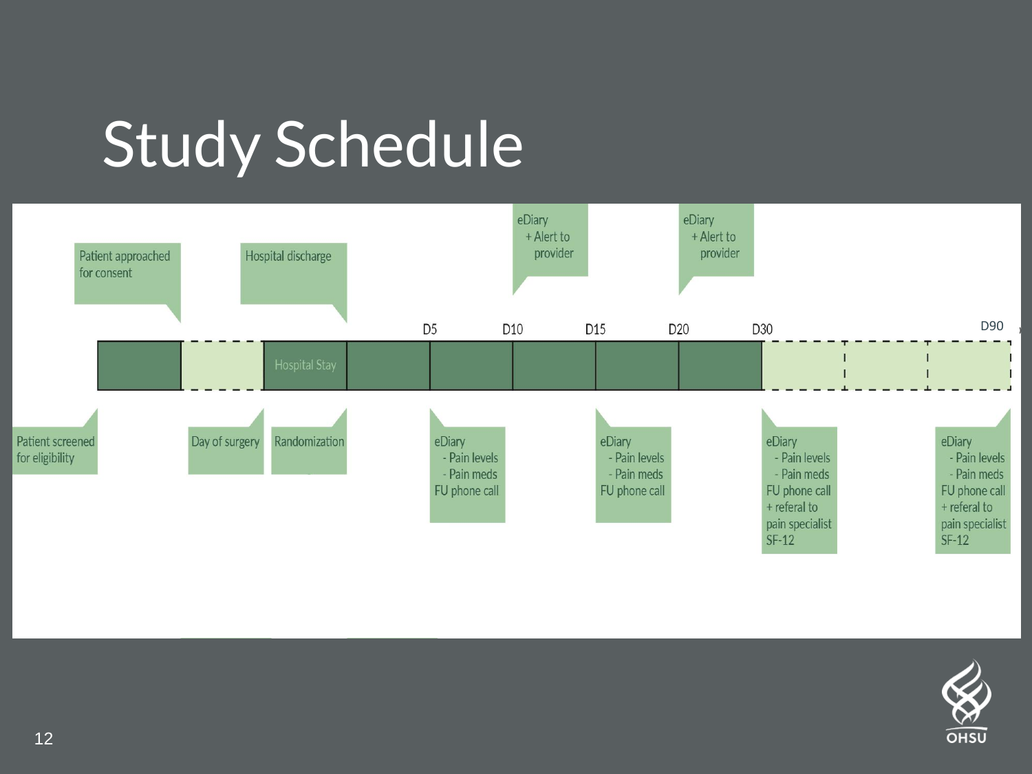# Study Schedule

Patient approached for consent

Hospital discharge

eDiary + Alert to provider

eDiary + Alert to provider

D5 D10 D15 D20 D30 D90

Hospital Stay

Patient screened for eligibility

Day of surgery

Randomization

eDiary
- Pain levels
- Pain meds

FU phone call

eDiary
- Pain levels
- Pain meds

FU phone call

eDiary
- Pain levels
- Pain meds

FU phone call
+ referal to pain specialist
SF-12

eDiary
- Pain levels
- Pain meds

FU phone call
+ referal to pain specialist
SF-12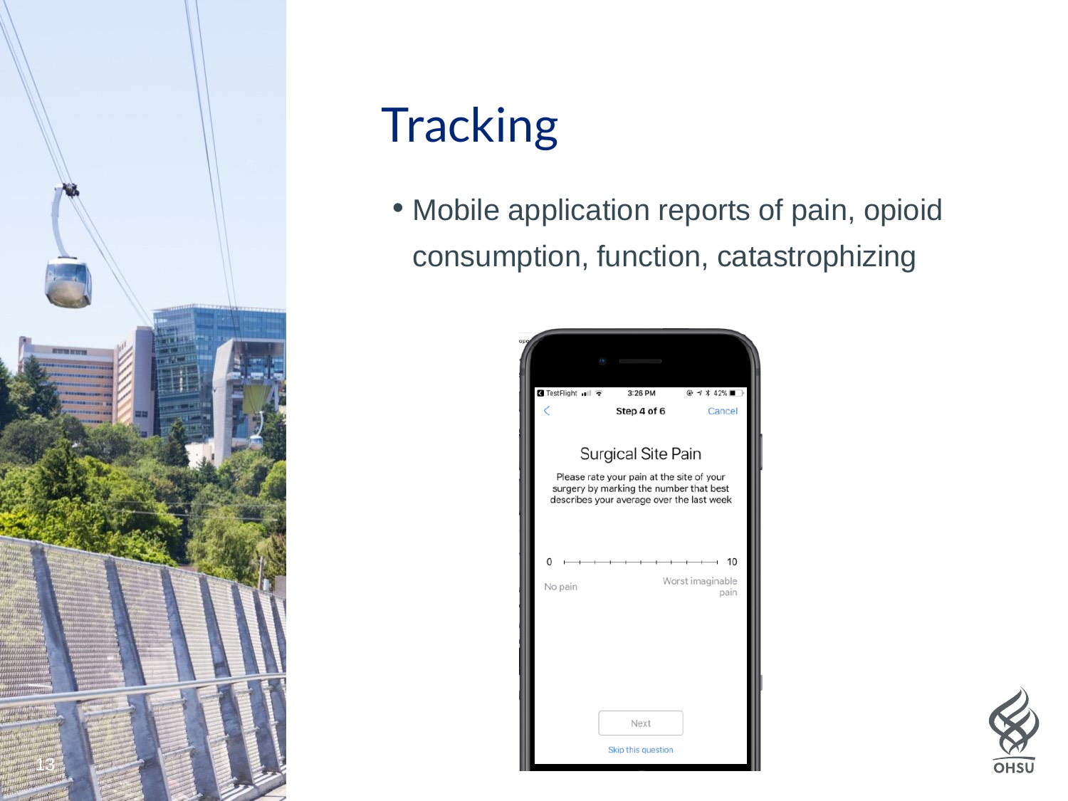# Tracking

- Mobile application reports of pain, opioid consumption, function, catastrophizing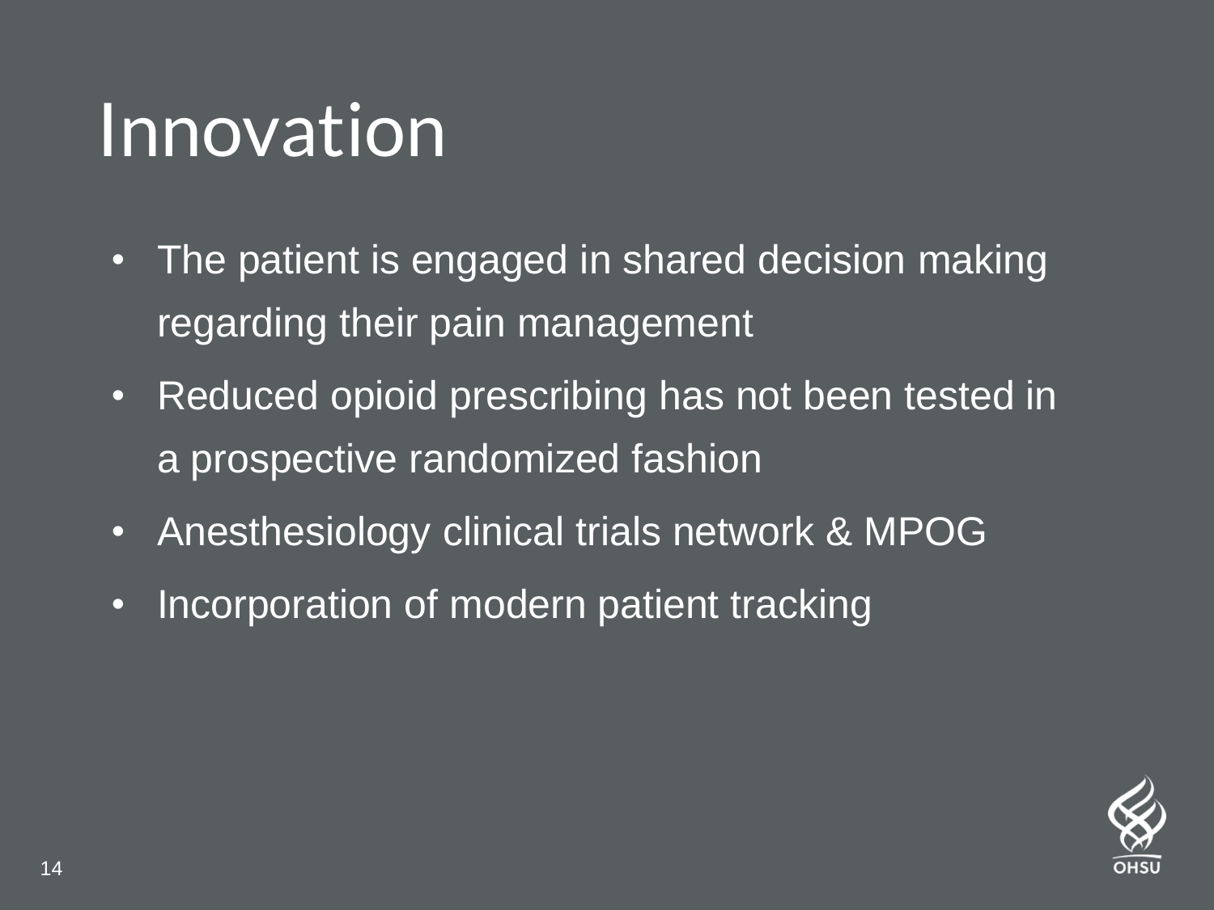# Innovation

- The patient is engaged in shared decision making regarding their pain management
- Reduced opioid prescribing has not been tested in a prospective randomized fashion
- Anesthesiology clinical trials network & MPOG
- Incorporation of modern patient tracking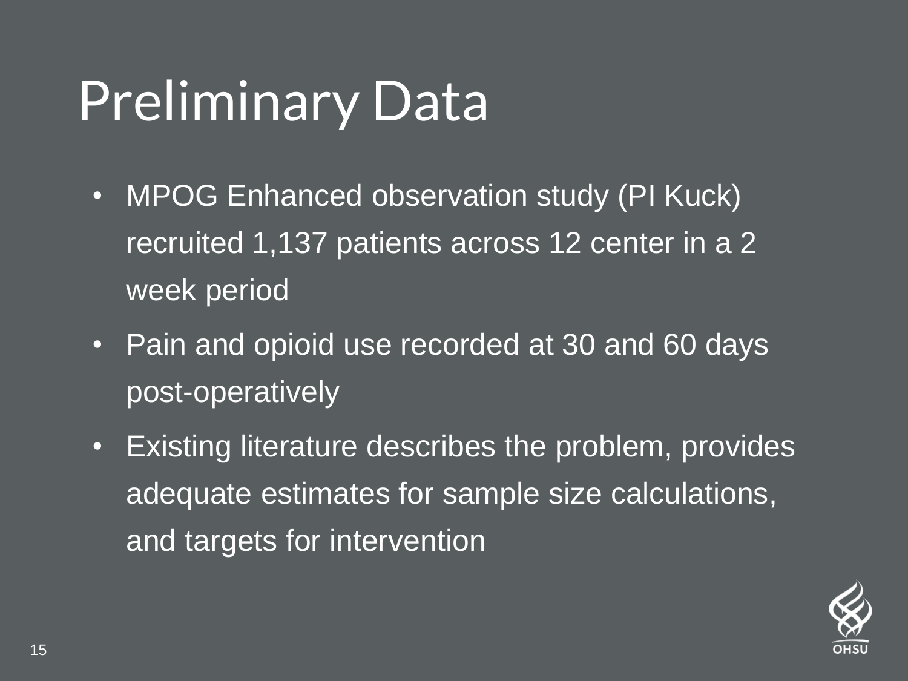# Preliminary Data

- MPOG Enhanced observation study (PI Kuck) recruited 1,137 patients across 12 center in a 2 week period
- Pain and opioid use recorded at 30 and 60 days post-operatively
- Existing literature describes the problem, provides adequate estimates for sample size calculations, and targets for intervention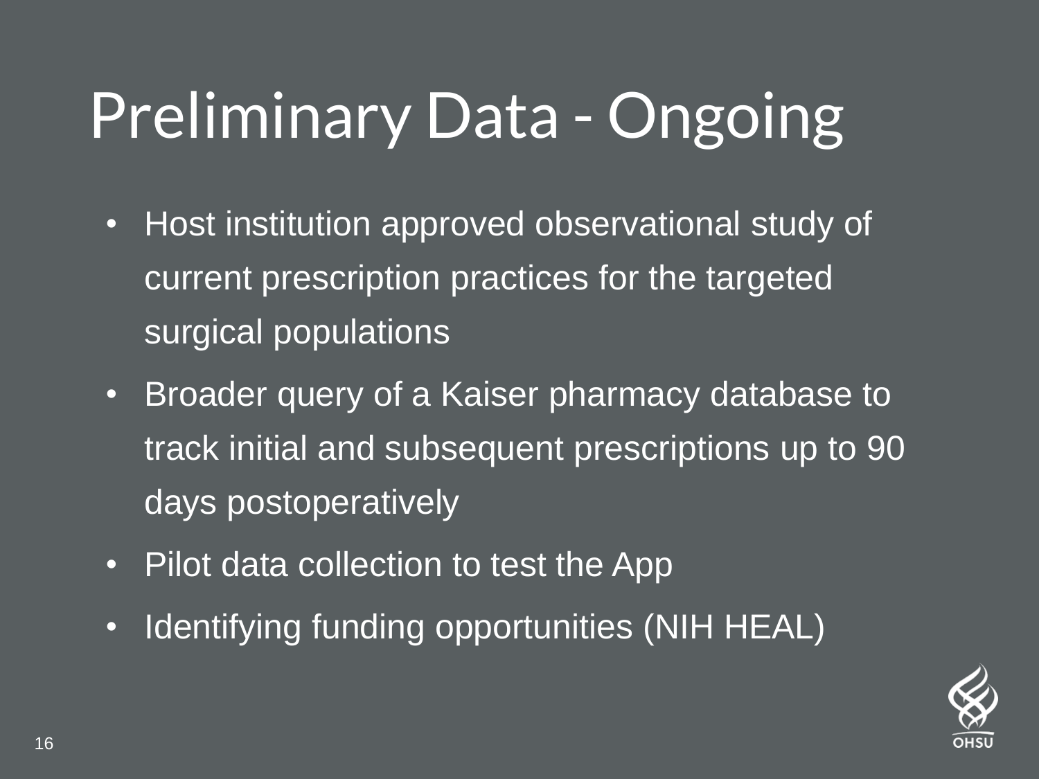# Preliminary Data - Ongoing

- Host institution approved observational study of current prescription practices for the targeted surgical populations
- Broader query of a Kaiser pharmacy database to track initial and subsequent prescriptions up to 90 days postoperatively
- Pilot data collection to test the App
- Identifying funding opportunities (NIH HEAL)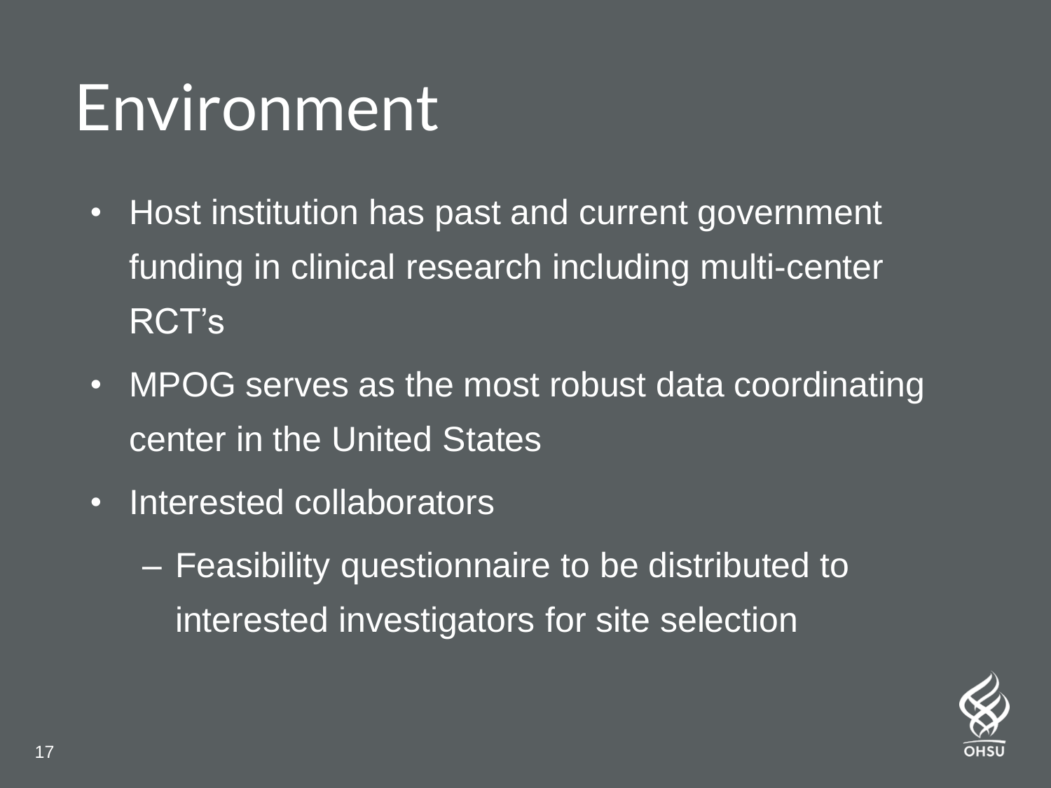# Environment

- Host institution has past and current government funding in clinical research including multi-center RCT's
- MPOG serves as the most robust data coordinating center in the United States
- Interested collaborators
  - Feasibility questionnaire to be distributed to interested investigators for site selection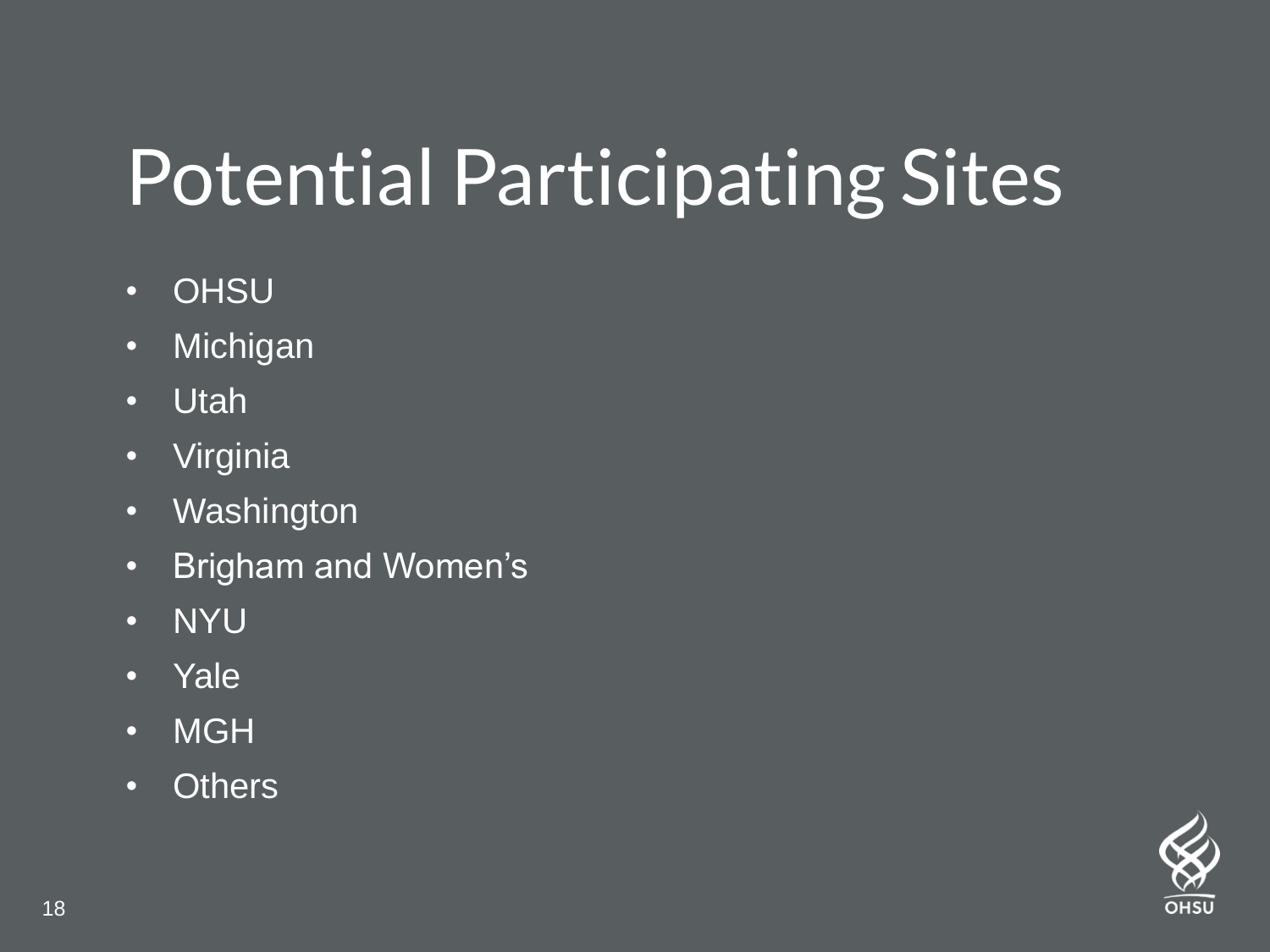# Potential Participating Sites

- OHSU
- Michigan
- Utah
- Virginia
- Washington
- Brigham and Women's
- NYU
- Yale
- MGH
- Others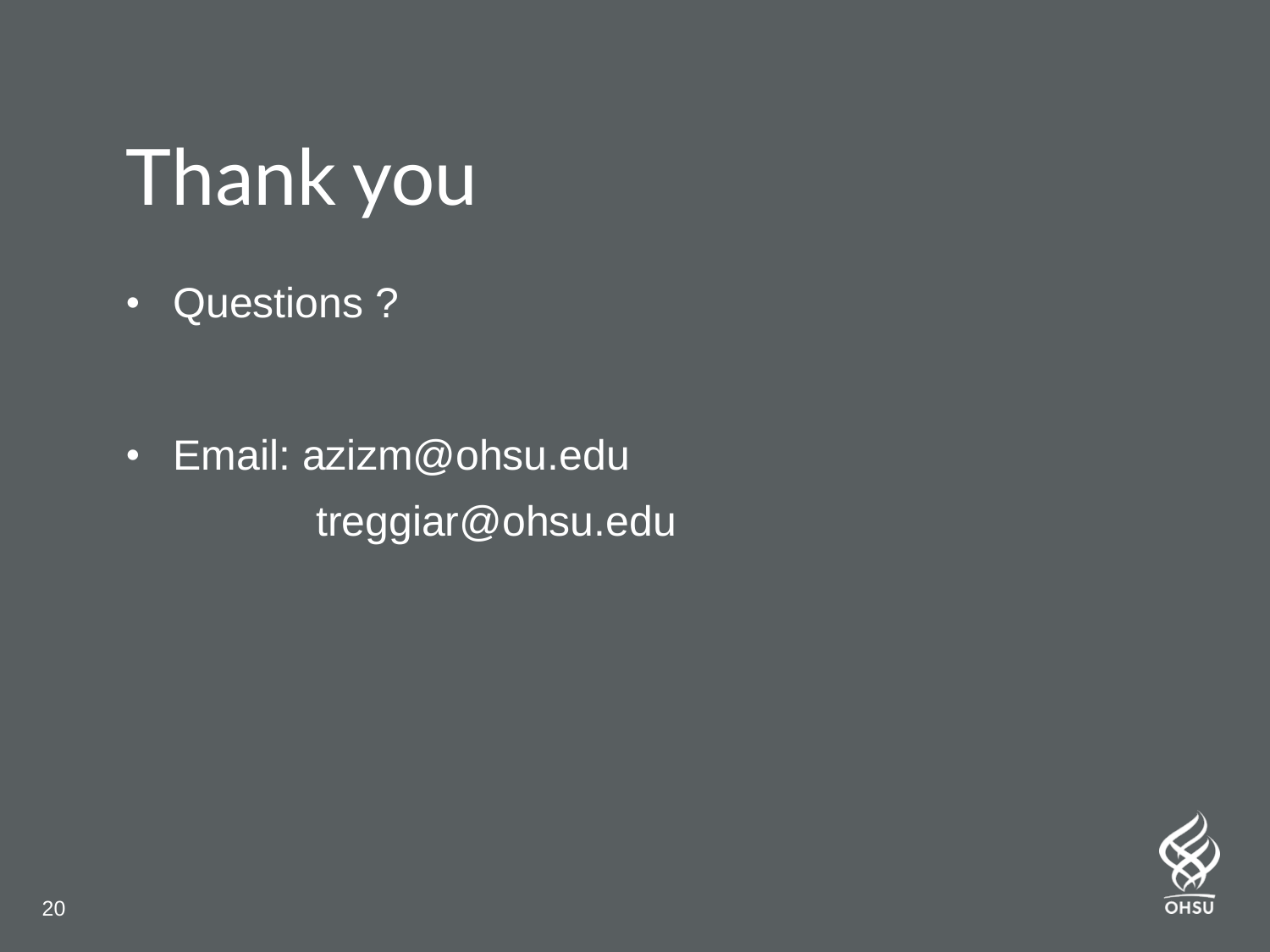# Thank you

- Questions ?

- Email: azizm@ohsu.edu
  treggiar@ohsu.edu